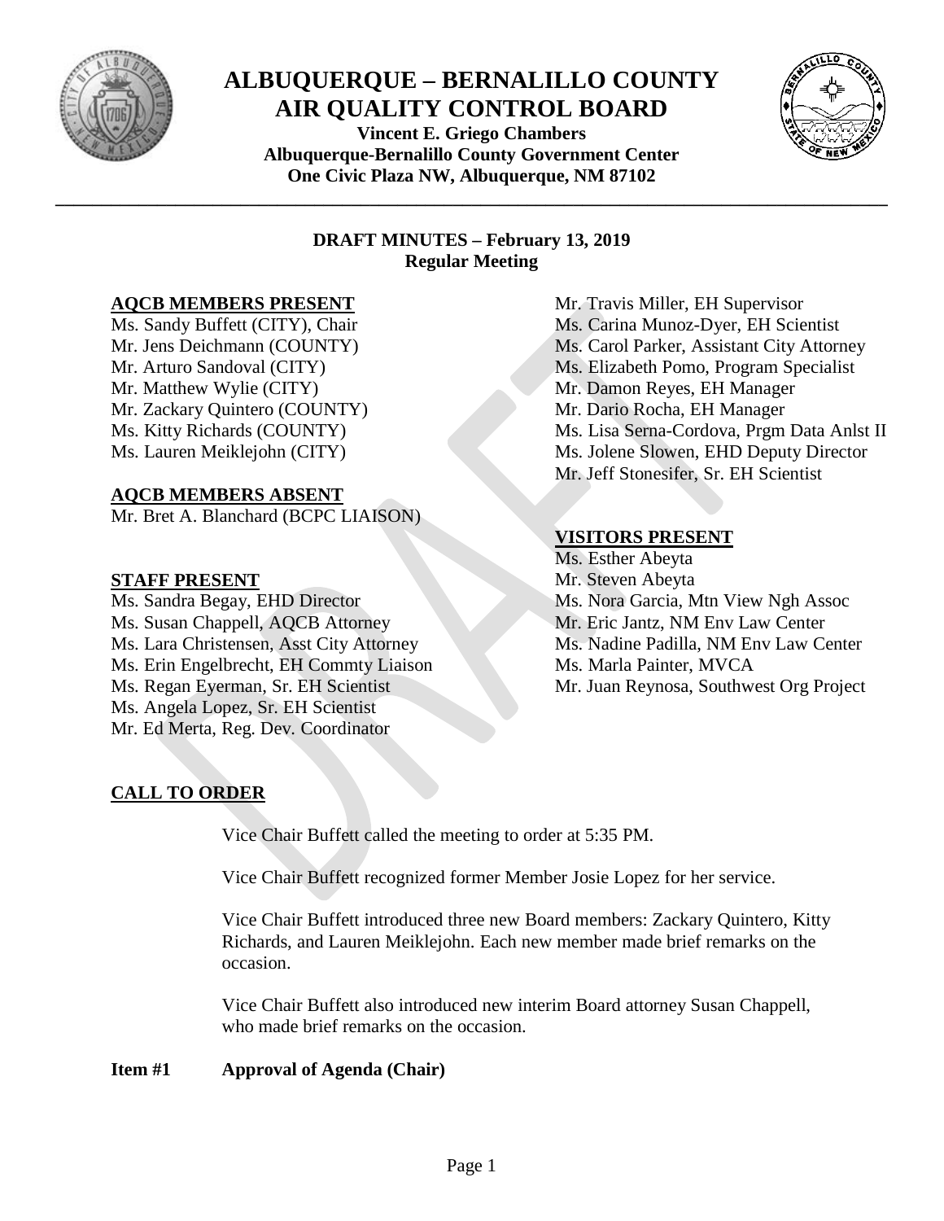# ALBUQUERQUE – BERNALILLO COUNTY AIR QUALITY CONTROL BOARD

**Vincent E. Griego Chambers**
**Albuquerque-Bernalillo County Government Center**
**One Civic Plaza NW, Albuquerque, NM 87102**

**DRAFT MINUTES – February 13, 2019**
**Regular Meeting**

**AQCB MEMBERS PRESENT**

Ms. Sandy Buffett (CITY), Chair
Mr. Jens Deichmann (COUNTY)
Mr. Arturo Sandoval (CITY)
Mr. Matthew Wylie (CITY)
Mr. Zackary Quintero (COUNTY)
Ms. Kitty Richards (COUNTY)
Ms. Lauren Meiklejohn (CITY)

**AQCB MEMBERS ABSENT**

Mr. Bret A. Blanchard (BCPC LIAISON)

**STAFF PRESENT**

Ms. Sandra Begay, EHD Director
Ms. Susan Chappell, AQCB Attorney
Ms. Lara Christensen, Asst City Attorney
Ms. Erin Engelbrecht, EH Commty Liaison
Ms. Regan Eyerman, Sr. EH Scientist
Ms. Angela Lopez, Sr. EH Scientist
Mr. Ed Merta, Reg. Dev. Coordinator
Mr. Travis Miller, EH Supervisor
Ms. Carina Munoz-Dyer, EH Scientist
Ms. Carol Parker, Assistant City Attorney
Ms. Elizabeth Pomo, Program Specialist
Mr. Damon Reyes, EH Manager
Mr. Dario Rocha, EH Manager
Ms. Lisa Serna-Cordova, Prgm Data Anlst II
Ms. Jolene Slowen, EHD Deputy Director
Mr. Jeff Stonesifer, Sr. EH Scientist

**VISITORS PRESENT**

Ms. Esther Abeyta
Mr. Steven Abeyta
Ms. Nora Garcia, Mtn View Ngh Assoc
Mr. Eric Jantz, NM Env Law Center
Ms. Nadine Padilla, NM Env Law Center
Ms. Marla Painter, MVCA
Mr. Juan Reynosa, Southwest Org Project

**CALL TO ORDER**

Vice Chair Buffett called the meeting to order at 5:35 PM.

Vice Chair Buffett recognized former Member Josie Lopez for her service.

Vice Chair Buffett introduced three new Board members: Zackary Quintero, Kitty Richards, and Lauren Meiklejohn. Each new member made brief remarks on the occasion.

Vice Chair Buffett also introduced new interim Board attorney Susan Chappell, who made brief remarks on the occasion.

**Item #1 Approval of Agenda (Chair)**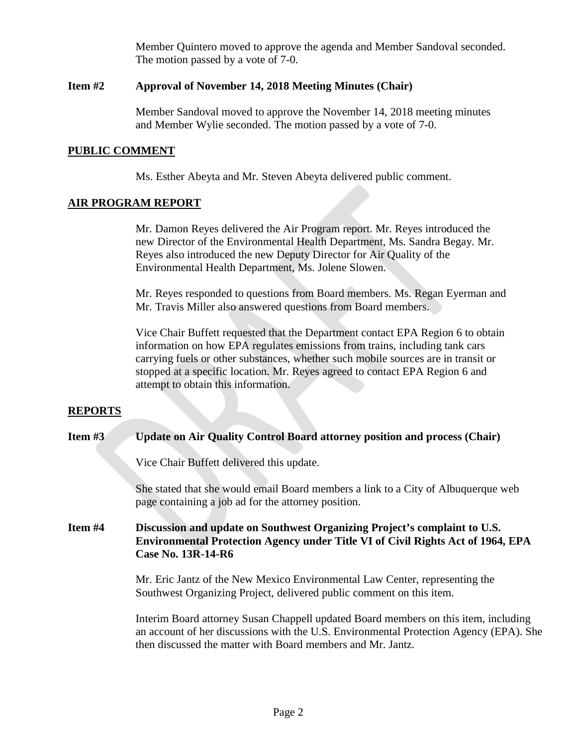Member Quintero moved to approve the agenda and Member Sandoval seconded. The motion passed by a vote of 7-0.

**Item #2 Approval of November 14, 2018 Meeting Minutes (Chair)**

Member Sandoval moved to approve the November 14, 2018 meeting minutes and Member Wylie seconded. The motion passed by a vote of 7-0.

## PUBLIC COMMENT

Ms. Esther Abeyta and Mr. Steven Abeyta delivered public comment.

## AIR PROGRAM REPORT

Mr. Damon Reyes delivered the Air Program report. Mr. Reyes introduced the new Director of the Environmental Health Department, Ms. Sandra Begay. Mr. Reyes also introduced the new Deputy Director for Air Quality of the Environmental Health Department, Ms. Jolene Slowen.

Mr. Reyes responded to questions from Board members. Ms. Regan Eyerman and Mr. Travis Miller also answered questions from Board members.

Vice Chair Buffett requested that the Department contact EPA Region 6 to obtain information on how EPA regulates emissions from trains, including tank cars carrying fuels or other substances, whether such mobile sources are in transit or stopped at a specific location. Mr. Reyes agreed to contact EPA Region 6 and attempt to obtain this information.

## REPORTS

**Item #3 Update on Air Quality Control Board attorney position and process (Chair)**

Vice Chair Buffett delivered this update.

She stated that she would email Board members a link to a City of Albuquerque web page containing a job ad for the attorney position.

**Item #4 Discussion and update on Southwest Organizing Project's complaint to U.S. Environmental Protection Agency under Title VI of Civil Rights Act of 1964, EPA Case No. 13R-14-R6**

Mr. Eric Jantz of the New Mexico Environmental Law Center, representing the Southwest Organizing Project, delivered public comment on this item.

Interim Board attorney Susan Chappell updated Board members on this item, including an account of her discussions with the U.S. Environmental Protection Agency (EPA). She then discussed the matter with Board members and Mr. Jantz.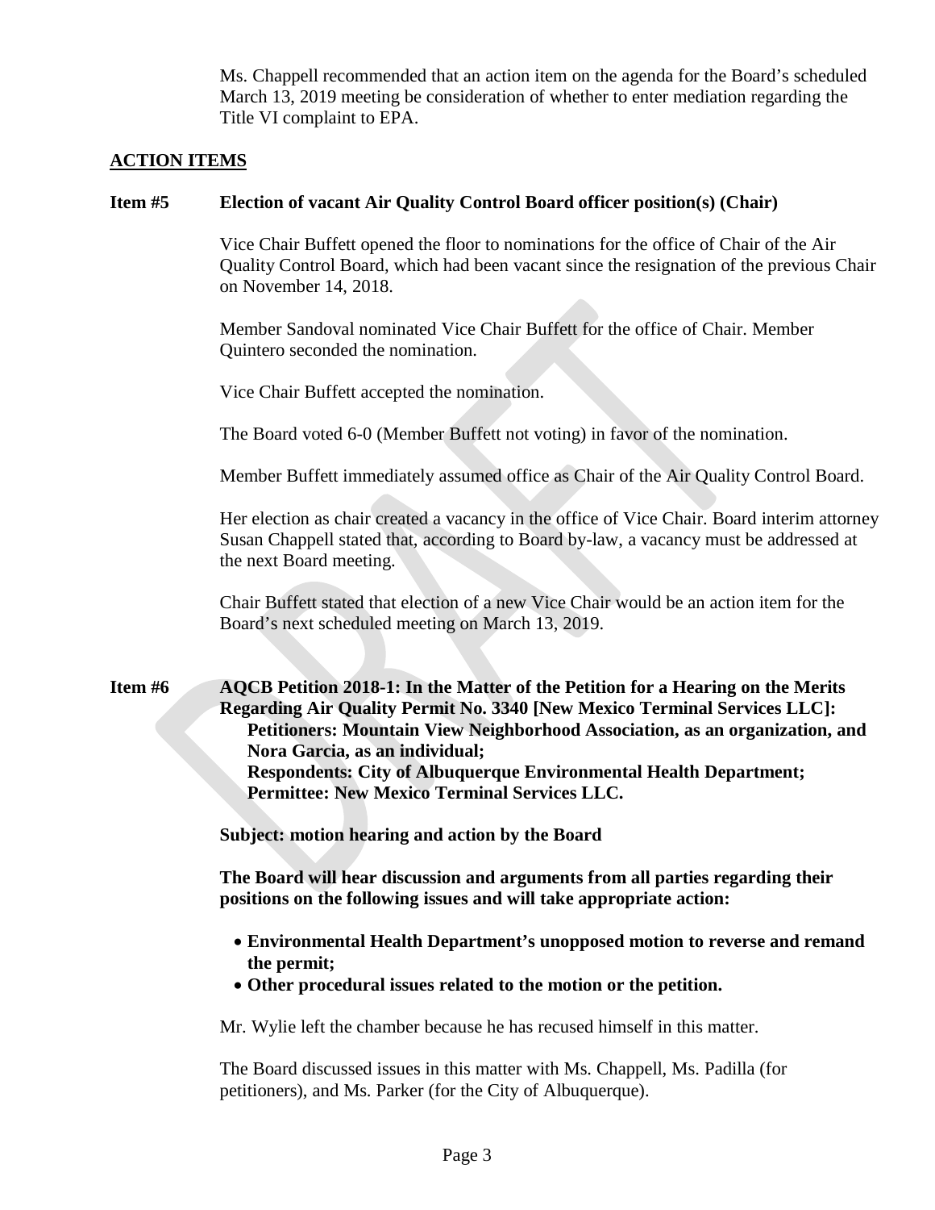Ms. Chappell recommended that an action item on the agenda for the Board's scheduled March 13, 2019 meeting be consideration of whether to enter mediation regarding the Title VI complaint to EPA.

## ACTION ITEMS

**Item #5 Election of vacant Air Quality Control Board officer position(s) (Chair)**

Vice Chair Buffett opened the floor to nominations for the office of Chair of the Air Quality Control Board, which had been vacant since the resignation of the previous Chair on November 14, 2018.

Member Sandoval nominated Vice Chair Buffett for the office of Chair. Member Quintero seconded the nomination.

Vice Chair Buffett accepted the nomination.

The Board voted 6-0 (Member Buffett not voting) in favor of the nomination.

Member Buffett immediately assumed office as Chair of the Air Quality Control Board.

Her election as chair created a vacancy in the office of Vice Chair. Board interim attorney Susan Chappell stated that, according to Board by-law, a vacancy must be addressed at the next Board meeting.

Chair Buffett stated that election of a new Vice Chair would be an action item for the Board's next scheduled meeting on March 13, 2019.

**Item #6 AQCB Petition 2018-1: In the Matter of the Petition for a Hearing on the Merits Regarding Air Quality Permit No. 3340 [New Mexico Terminal Services LLC]:**
**Petitioners: Mountain View Neighborhood Association, as an organization, and Nora Garcia, as an individual;**
**Respondents: City of Albuquerque Environmental Health Department;**
**Permittee: New Mexico Terminal Services LLC.**

**Subject: motion hearing and action by the Board**

**The Board will hear discussion and arguments from all parties regarding their positions on the following issues and will take appropriate action:**

- **Environmental Health Department's unopposed motion to reverse and remand the permit;**
- **Other procedural issues related to the motion or the petition.**

Mr. Wylie left the chamber because he has recused himself in this matter.

The Board discussed issues in this matter with Ms. Chappell, Ms. Padilla (for petitioners), and Ms. Parker (for the City of Albuquerque).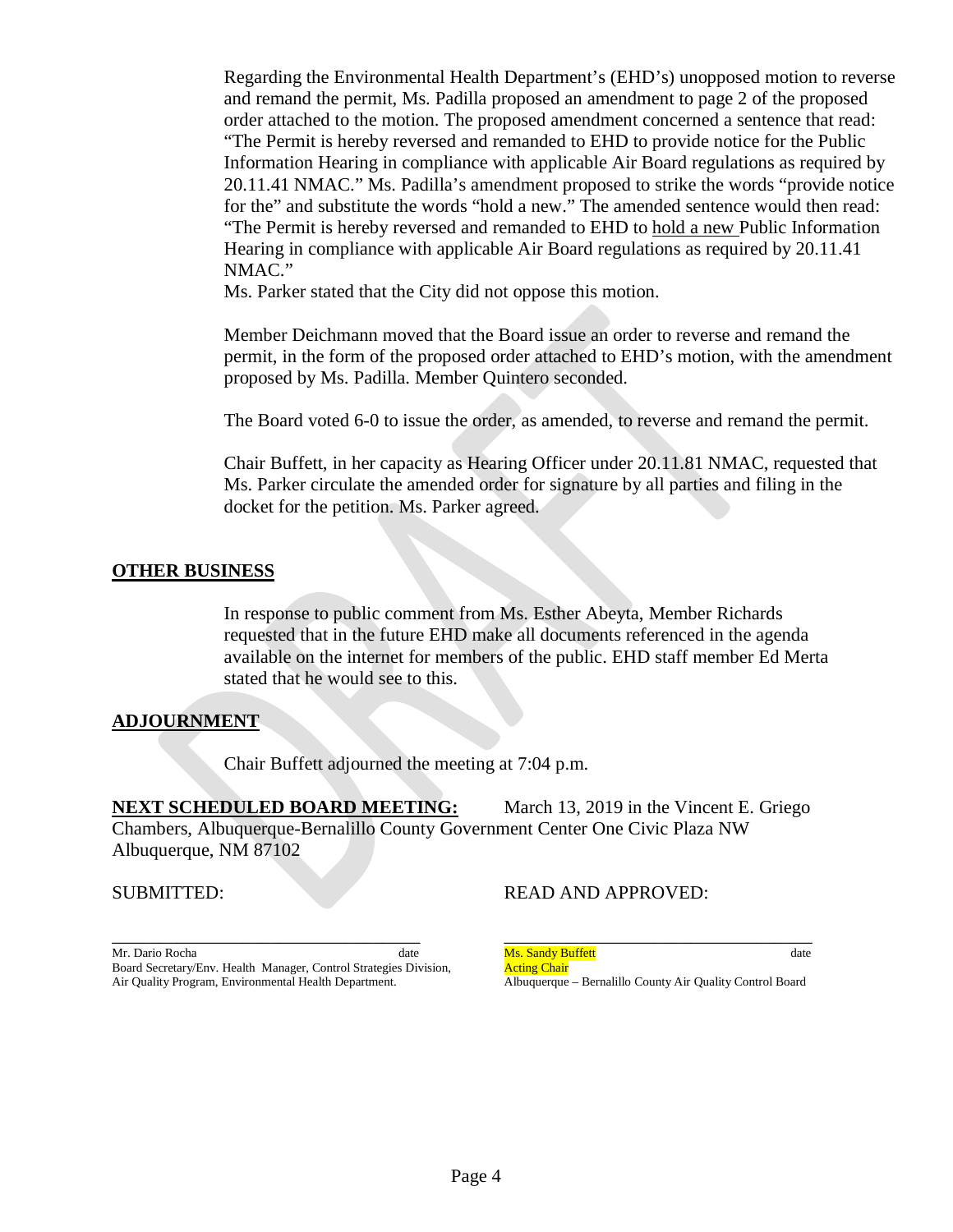Regarding the Environmental Health Department's (EHD's) unopposed motion to reverse and remand the permit, Ms. Padilla proposed an amendment to page 2 of the proposed order attached to the motion. The proposed amendment concerned a sentence that read: "The Permit is hereby reversed and remanded to EHD to provide notice for the Public Information Hearing in compliance with applicable Air Board regulations as required by 20.11.41 NMAC." Ms. Padilla's amendment proposed to strike the words "provide notice for the" and substitute the words "hold a new." The amended sentence would then read: "The Permit is hereby reversed and remanded to EHD to hold a new Public Information Hearing in compliance with applicable Air Board regulations as required by 20.11.41 NMAC."

Ms. Parker stated that the City did not oppose this motion.

Member Deichmann moved that the Board issue an order to reverse and remand the permit, in the form of the proposed order attached to EHD's motion, with the amendment proposed by Ms. Padilla. Member Quintero seconded.

The Board voted 6-0 to issue the order, as amended, to reverse and remand the permit.

Chair Buffett, in her capacity as Hearing Officer under 20.11.81 NMAC, requested that Ms. Parker circulate the amended order for signature by all parties and filing in the docket for the petition. Ms. Parker agreed.

## OTHER BUSINESS

In response to public comment from Ms. Esther Abeyta, Member Richards requested that in the future EHD make all documents referenced in the agenda available on the internet for members of the public. EHD staff member Ed Merta stated that he would see to this.

## ADJOURNMENT

Chair Buffett adjourned the meeting at 7:04 p.m.

**NEXT SCHEDULED BOARD MEETING:** March 13, 2019 in the Vincent E. Griego Chambers, Albuquerque-Bernalillo County Government Center One Civic Plaza NW Albuquerque, NM 87102

SUBMITTED:

READ AND APPROVED:

| | |
|---|---|
| Mr. Dario Rocha — date | Ms. Sandy Buffett — date |
| Board Secretary/Env. Health Manager, Control Strategies Division, Air Quality Program, Environmental Health Department. | Acting Chair, Albuquerque – Bernalillo County Air Quality Control Board |